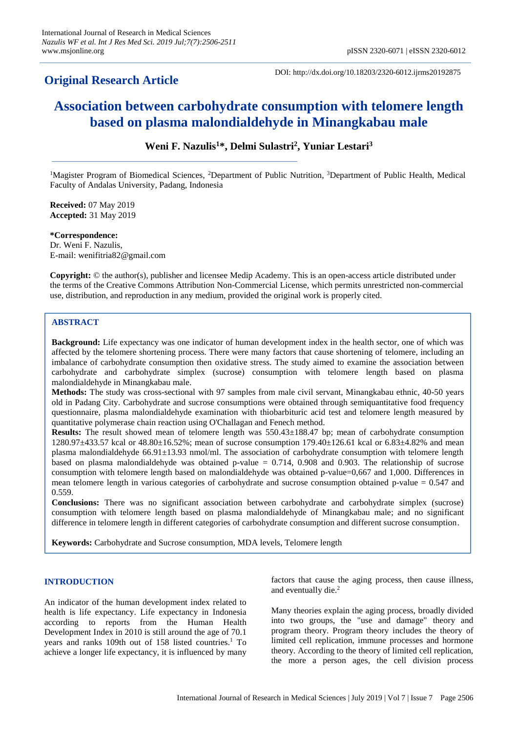**Original Research Article**

DOI: http://dx.doi.org/10.18203/2320-6012.ijrms20192875

# Association between carbohydrate consumption with telomere length based on plasma malondialdehyde in Minangkabau male

**Weni F. Nazulis[1]*, Delmi Sulastri[2], Yuniar Lestari[3]**

[1]Magister Program of Biomedical Sciences, [2]Department of Public Nutrition, [3]Department of Public Health, Medical Faculty of Andalas University, Padang, Indonesia

**Received:** 07 May 2019
**Accepted:** 31 May 2019

***Correspondence:**
Dr. Weni F. Nazulis,
E-mail: wenifitria82@gmail.com

**Copyright:** © the author(s), publisher and licensee Medip Academy. This is an open-access article distributed under the terms of the Creative Commons Attribution Non-Commercial License, which permits unrestricted non-commercial use, distribution, and reproduction in any medium, provided the original work is properly cited.

## ABSTRACT

**Background:** Life expectancy was one indicator of human development index in the health sector, one of which was affected by the telomere shortening process. There were many factors that cause shortening of telomere, including an imbalance of carbohydrate consumption then oxidative stress. The study aimed to examine the association between carbohydrate and carbohydrate simplex (sucrose) consumption with telomere length based on plasma malondialdehyde in Minangkabau male.

**Methods:** The study was cross-sectional with 97 samples from male civil servant, Minangkabau ethnic, 40-50 years old in Padang City. Carbohydrate and sucrose consumptions were obtained through semiquantitative food frequency questionnaire, plasma malondialdehyde examination with thiobarbituric acid test and telomere length measured by quantitative polymerase chain reaction using O'Challagan and Fenech method.

**Results:** The result showed mean of telomere length was 550.43±188.47 bp; mean of carbohydrate consumption 1280.97±433.57 kcal or 48.80±16.52%; mean of sucrose consumption 179.40±126.61 kcal or 6.83±4.82% and mean plasma malondialdehyde 66.91±13.93 nmol/ml. The association of carbohydrate consumption with telomere length based on plasma malondialdehyde was obtained p-value = 0.714, 0.908 and 0.903. The relationship of sucrose consumption with telomere length based on malondialdehyde was obtained p-value=0,667 and 1,000. Differences in mean telomere length in various categories of carbohydrate and sucrose consumption obtained p-value = 0.547 and 0.559.

**Conclusions:** There was no significant association between carbohydrate and carbohydrate simplex (sucrose) consumption with telomere length based on plasma malondialdehyde of Minangkabau male; and no significant difference in telomere length in different categories of carbohydrate consumption and different sucrose consumption.

**Keywords:** Carbohydrate and Sucrose consumption, MDA levels, Telomere length

## INTRODUCTION

An indicator of the human development index related to health is life expectancy. Life expectancy in Indonesia according to reports from the Human Health Development Index in 2010 is still around the age of 70.1 years and ranks 109th out of 158 listed countries.[1] To achieve a longer life expectancy, it is influenced by many factors that cause the aging process, then cause illness, and eventually die.[2]

Many theories explain the aging process, broadly divided into two groups, the "use and damage" theory and program theory. Program theory includes the theory of limited cell replication, immune processes and hormone theory. According to the theory of limited cell replication, the more a person ages, the cell division process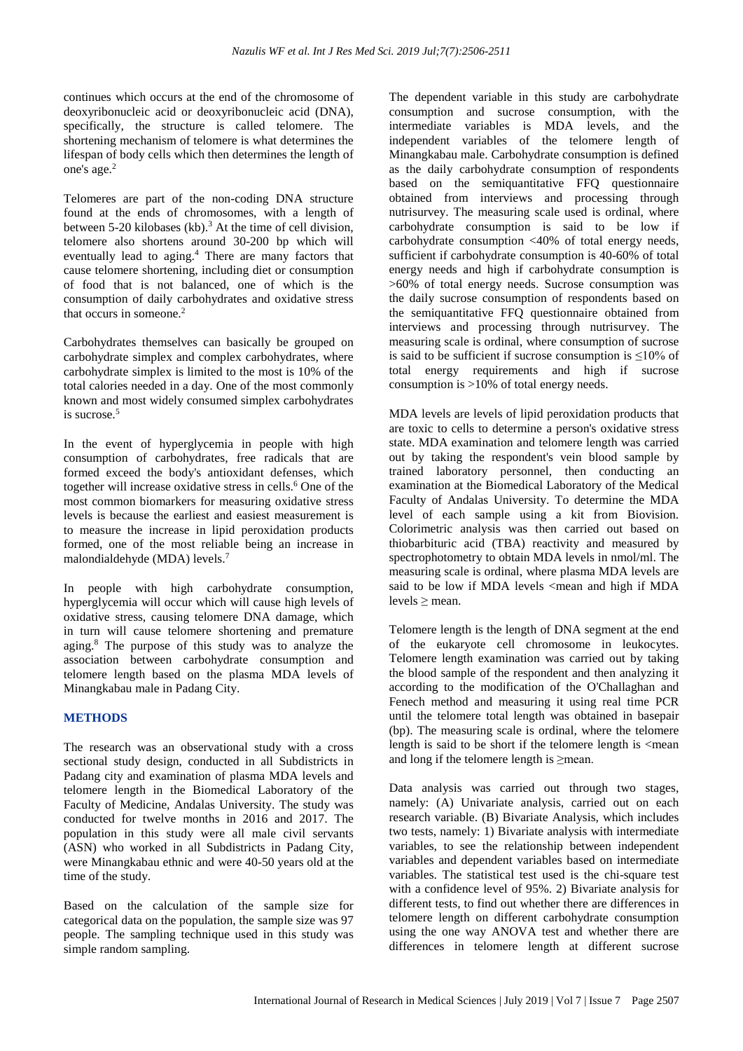continues which occurs at the end of the chromosome of deoxyribonucleic acid or deoxyribonucleic acid (DNA), specifically, the structure is called telomere. The shortening mechanism of telomere is what determines the lifespan of body cells which then determines the length of one's age.[2]

Telomeres are part of the non-coding DNA structure found at the ends of chromosomes, with a length of between 5-20 kilobases (kb).[3] At the time of cell division, telomere also shortens around 30-200 bp which will eventually lead to aging.[4] There are many factors that cause telomere shortening, including diet or consumption of food that is not balanced, one of which is the consumption of daily carbohydrates and oxidative stress that occurs in someone.[2]

Carbohydrates themselves can basically be grouped on carbohydrate simplex and complex carbohydrates, where carbohydrate simplex is limited to the most is 10% of the total calories needed in a day. One of the most commonly known and most widely consumed simplex carbohydrates is sucrose.[5]

In the event of hyperglycemia in people with high consumption of carbohydrates, free radicals that are formed exceed the body's antioxidant defenses, which together will increase oxidative stress in cells.[6] One of the most common biomarkers for measuring oxidative stress levels is because the earliest and easiest measurement is to measure the increase in lipid peroxidation products formed, one of the most reliable being an increase in malondialdehyde (MDA) levels.[7]

In people with high carbohydrate consumption, hyperglycemia will occur which will cause high levels of oxidative stress, causing telomere DNA damage, which in turn will cause telomere shortening and premature aging.[8] The purpose of this study was to analyze the association between carbohydrate consumption and telomere length based on the plasma MDA levels of Minangkabau male in Padang City.

## METHODS

The research was an observational study with a cross sectional study design, conducted in all Subdistricts in Padang city and examination of plasma MDA levels and telomere length in the Biomedical Laboratory of the Faculty of Medicine, Andalas University. The study was conducted for twelve months in 2016 and 2017. The population in this study were all male civil servants (ASN) who worked in all Subdistricts in Padang City, were Minangkabau ethnic and were 40-50 years old at the time of the study.

Based on the calculation of the sample size for categorical data on the population, the sample size was 97 people. The sampling technique used in this study was simple random sampling.

The dependent variable in this study are carbohydrate consumption and sucrose consumption, with the intermediate variables is MDA levels, and the independent variables of the telomere length of Minangkabau male. Carbohydrate consumption is defined as the daily carbohydrate consumption of respondents based on the semiquantitative FFQ questionnaire obtained from interviews and processing through nutrisurvey. The measuring scale used is ordinal, where carbohydrate consumption is said to be low if carbohydrate consumption <40% of total energy needs, sufficient if carbohydrate consumption is 40-60% of total energy needs and high if carbohydrate consumption is >60% of total energy needs. Sucrose consumption was the daily sucrose consumption of respondents based on the semiquantitative FFQ questionnaire obtained from interviews and processing through nutrisurvey. The measuring scale is ordinal, where consumption of sucrose is said to be sufficient if sucrose consumption is ≤10% of total energy requirements and high if sucrose consumption is >10% of total energy needs.

MDA levels are levels of lipid peroxidation products that are toxic to cells to determine a person's oxidative stress state. MDA examination and telomere length was carried out by taking the respondent's vein blood sample by trained laboratory personnel, then conducting an examination at the Biomedical Laboratory of the Medical Faculty of Andalas University. To determine the MDA level of each sample using a kit from Biovision. Colorimetric analysis was then carried out based on thiobarbituric acid (TBA) reactivity and measured by spectrophotometry to obtain MDA levels in nmol/ml. The measuring scale is ordinal, where plasma MDA levels are said to be low if MDA levels <mean and high if MDA levels ≥ mean.

Telomere length is the length of DNA segment at the end of the eukaryote cell chromosome in leukocytes. Telomere length examination was carried out by taking the blood sample of the respondent and then analyzing it according to the modification of the O'Challaghan and Fenech method and measuring it using real time PCR until the telomere total length was obtained in basepair (bp). The measuring scale is ordinal, where the telomere length is said to be short if the telomere length is <mean and long if the telomere length is ≥mean.

Data analysis was carried out through two stages, namely: (A) Univariate analysis, carried out on each research variable. (B) Bivariate Analysis, which includes two tests, namely: 1) Bivariate analysis with intermediate variables, to see the relationship between independent variables and dependent variables based on intermediate variables. The statistical test used is the chi-square test with a confidence level of 95%. 2) Bivariate analysis for different tests, to find out whether there are differences in telomere length on different carbohydrate consumption using the one way ANOVA test and whether there are differences in telomere length at different sucrose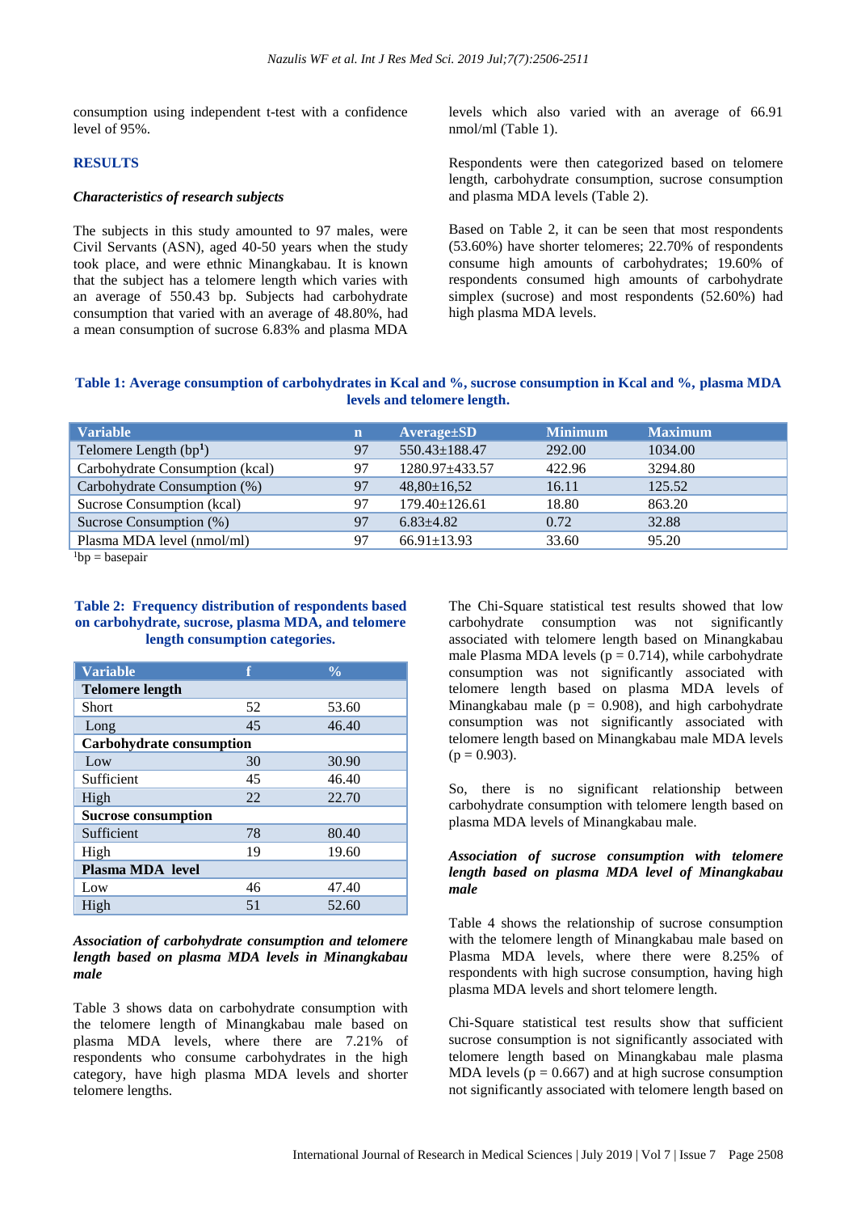consumption using independent t-test with a confidence level of 95%.

## RESULTS

### *Characteristics of research subjects*

The subjects in this study amounted to 97 males, were Civil Servants (ASN), aged 40-50 years when the study took place, and were ethnic Minangkabau. It is known that the subject has a telomere length which varies with an average of 550.43 bp. Subjects had carbohydrate consumption that varied with an average of 48.80%, had a mean consumption of sucrose 6.83% and plasma MDA levels which also varied with an average of 66.91 nmol/ml (Table 1).

Respondents were then categorized based on telomere length, carbohydrate consumption, sucrose consumption and plasma MDA levels (Table 2).

Based on Table 2, it can be seen that most respondents (53.60%) have shorter telomeres; 22.70% of respondents consume high amounts of carbohydrates; 19.60% of respondents consumed high amounts of carbohydrate simplex (sucrose) and most respondents (52.60%) had high plasma MDA levels.

**Table 1: Average consumption of carbohydrates in Kcal and %, sucrose consumption in Kcal and %, plasma MDA levels and telomere length.**

| Variable | n | Average±SD | Minimum | Maximum |
|---|---|---|---|---|
| Telomere Length (bp[1]) | 97 | 550.43±188.47 | 292.00 | 1034.00 |
| Carbohydrate Consumption (kcal) | 97 | 1280.97±433.57 | 422.96 | 3294.80 |
| Carbohydrate Consumption (%) | 97 | 48,80±16,52 | 16.11 | 125.52 |
| Sucrose Consumption (kcal) | 97 | 179.40±126.61 | 18.80 | 863.20 |
| Sucrose Consumption (%) | 97 | 6.83±4.82 | 0.72 | 32.88 |
| Plasma MDA level (nmol/ml) | 97 | 66.91±13.93 | 33.60 | 95.20 |

[1]bp = basepair

**Table 2: Frequency distribution of respondents based on carbohydrate, sucrose, plasma MDA, and telomere length consumption categories.**

| Variable | f | % |
|---|---|---|
| **Telomere length** | | |
| Short | 52 | 53.60 |
| Long | 45 | 46.40 |
| **Carbohydrate consumption** | | |
| Low | 30 | 30.90 |
| Sufficient | 45 | 46.40 |
| High | 22 | 22.70 |
| **Sucrose consumption** | | |
| Sufficient | 78 | 80.40 |
| High | 19 | 19.60 |
| **Plasma MDA level** | | |
| Low | 46 | 47.40 |
| High | 51 | 52.60 |

### *Association of carbohydrate consumption and telomere length based on plasma MDA levels in Minangkabau male*

Table 3 shows data on carbohydrate consumption with the telomere length of Minangkabau male based on plasma MDA levels, where there are 7.21% of respondents who consume carbohydrates in the high category, have high plasma MDA levels and shorter telomere lengths.

The Chi-Square statistical test results showed that low carbohydrate consumption was not significantly associated with telomere length based on Minangkabau male Plasma MDA levels ($p = 0.714$), while carbohydrate consumption was not significantly associated with telomere length based on plasma MDA levels of Minangkabau male ($p = 0.908$), and high carbohydrate consumption was not significantly associated with telomere length based on Minangkabau male MDA levels ($p = 0.903$).

So, there is no significant relationship between carbohydrate consumption with telomere length based on plasma MDA levels of Minangkabau male.

### *Association of sucrose consumption with telomere length based on plasma MDA level of Minangkabau male*

Table 4 shows the relationship of sucrose consumption with the telomere length of Minangkabau male based on Plasma MDA levels, where there were 8.25% of respondents with high sucrose consumption, having high plasma MDA levels and short telomere length.

Chi-Square statistical test results show that sufficient sucrose consumption is not significantly associated with telomere length based on Minangkabau male plasma MDA levels ($p = 0.667$) and at high sucrose consumption not significantly associated with telomere length based on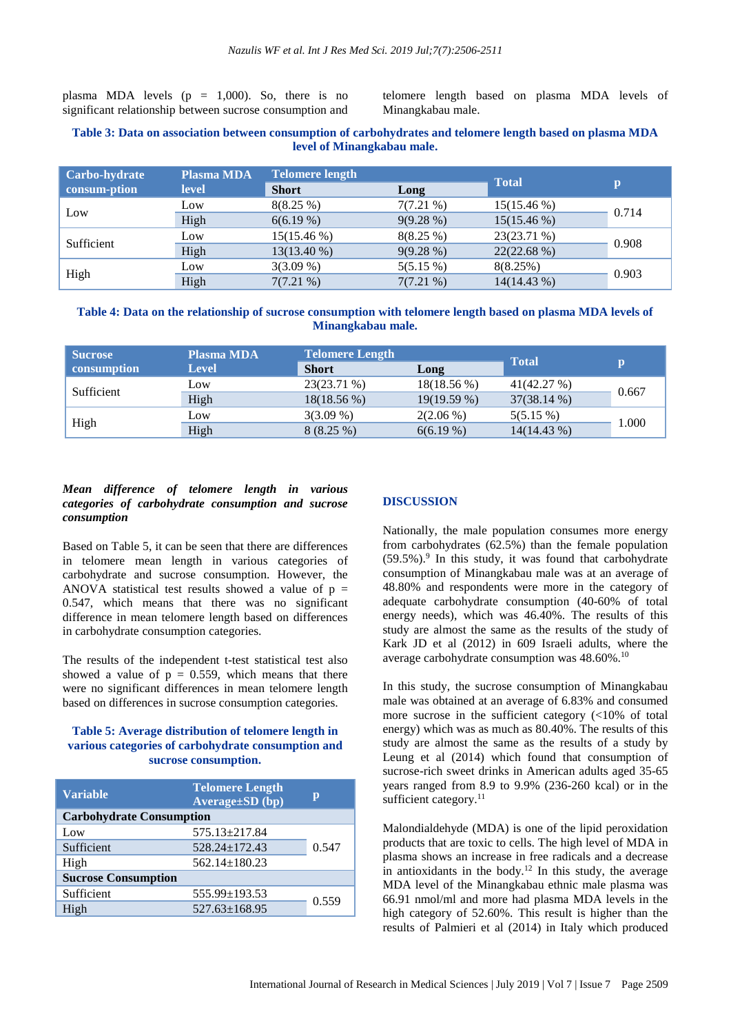plasma MDA levels (p = 1,000). So, there is no significant relationship between sucrose consumption and telomere length based on plasma MDA levels of Minangkabau male.

**Table 3: Data on association between consumption of carbohydrates and telomere length based on plasma MDA level of Minangkabau male.**

| Carbo-hydrate consum-ption | Plasma MDA level | Telomere length | | Total | p |
|---|---|---|---|---|---|
| | | Short | Long | | |
| Low | Low | 8(8.25 %) | 7(7.21 %) | 15(15.46 %) | 0.714 |
| | High | 6(6.19 %) | 9(9.28 %) | 15(15.46 %) | |
| Sufficient | Low | 15(15.46 %) | 8(8.25 %) | 23(23.71 %) | 0.908 |
| | High | 13(13.40 %) | 9(9.28 %) | 22(22.68 %) | |
| High | Low | 3(3.09 %) | 5(5.15 %) | 8(8.25%) | 0.903 |
| | High | 7(7.21 %) | 7(7.21 %) | 14(14.43 %) | |

**Table 4: Data on the relationship of sucrose consumption with telomere length based on plasma MDA levels of Minangkabau male.**

| Sucrose consumption | Plasma MDA Level | Telomere Length | | Total | p |
|---|---|---|---|---|---|
| | | Short | Long | | |
| Sufficient | Low | 23(23.71 %) | 18(18.56 %) | 41(42.27 %) | 0.667 |
| | High | 18(18.56 %) | 19(19.59 %) | 37(38.14 %) | |
| High | Low | 3(3.09 %) | 2(2.06 %) | 5(5.15 %) | 1.000 |
| | High | 8 (8.25 %) | 6(6.19 %) | 14(14.43 %) | |

***Mean difference of telomere length in various categories of carbohydrate consumption and sucrose consumption***

Based on Table 5, it can be seen that there are differences in telomere mean length in various categories of carbohydrate and sucrose consumption. However, the ANOVA statistical test results showed a value of p = 0.547, which means that there was no significant difference in mean telomere length based on differences in carbohydrate consumption categories.

The results of the independent t-test statistical test also showed a value of p = 0.559, which means that there were no significant differences in mean telomere length based on differences in sucrose consumption categories.

**Table 5: Average distribution of telomere length in various categories of carbohydrate consumption and sucrose consumption.**

| Variable | Telomere Length Average±SD (bp) | p |
|---|---|---|
| **Carbohydrate Consumption** | | |
| Low | 575.13±217.84 | 0.547 |
| Sufficient | 528.24±172.43 | |
| High | 562.14±180.23 | |
| **Sucrose Consumption** | | |
| Sufficient | 555.99±193.53 | 0.559 |
| High | 527.63±168.95 | |

## DISCUSSION

Nationally, the male population consumes more energy from carbohydrates (62.5%) than the female population (59.5%).[9] In this study, it was found that carbohydrate consumption of Minangkabau male was at an average of 48.80% and respondents were more in the category of adequate carbohydrate consumption (40-60% of total energy needs), which was 46.40%. The results of this study are almost the same as the results of the study of Kark JD et al (2012) in 609 Israeli adults, where the average carbohydrate consumption was 48.60%.[10]

In this study, the sucrose consumption of Minangkabau male was obtained at an average of 6.83% and consumed more sucrose in the sufficient category (<10% of total energy) which was as much as 80.40%. The results of this study are almost the same as the results of a study by Leung et al (2014) which found that consumption of sucrose-rich sweet drinks in American adults aged 35-65 years ranged from 8.9 to 9.9% (236-260 kcal) or in the sufficient category.[11]

Malondialdehyde (MDA) is one of the lipid peroxidation products that are toxic to cells. The high level of MDA in plasma shows an increase in free radicals and a decrease in antioxidants in the body.[12] In this study, the average MDA level of the Minangkabau ethnic male plasma was 66.91 nmol/ml and more had plasma MDA levels in the high category of 52.60%. This result is higher than the results of Palmieri et al (2014) in Italy which produced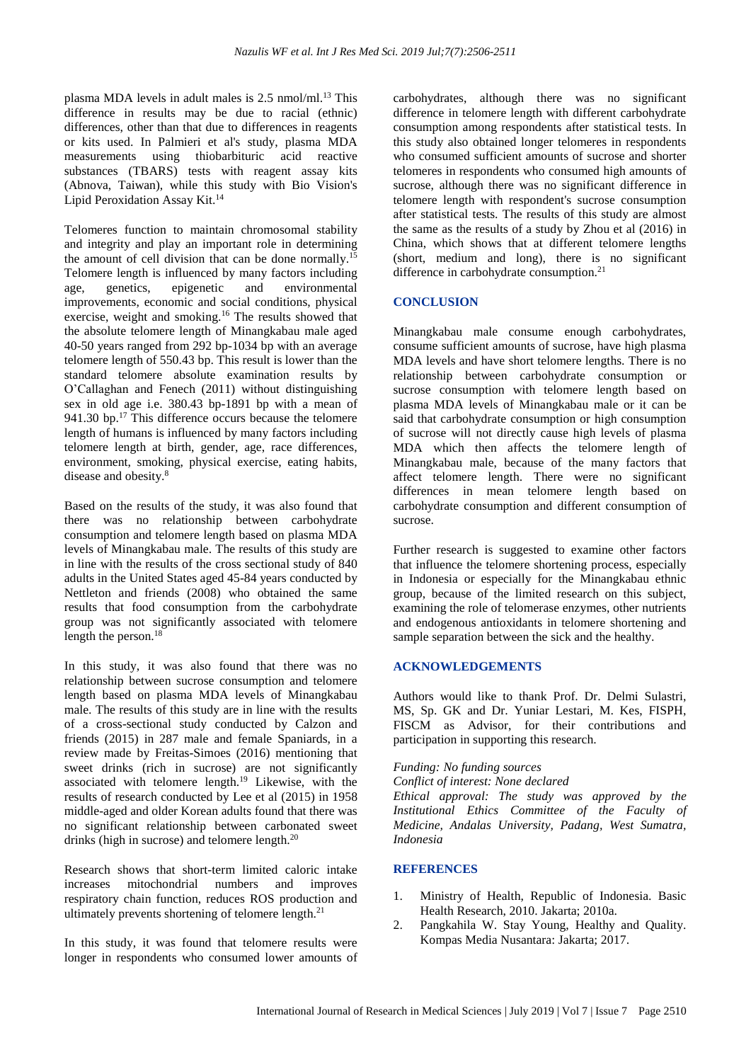plasma MDA levels in adult males is 2.5 nmol/ml.[13] This difference in results may be due to racial (ethnic) differences, other than that due to differences in reagents or kits used. In Palmieri et al's study, plasma MDA measurements using thiobarbituric acid reactive substances (TBARS) tests with reagent assay kits (Abnova, Taiwan), while this study with Bio Vision's Lipid Peroxidation Assay Kit.[14]

Telomeres function to maintain chromosomal stability and integrity and play an important role in determining the amount of cell division that can be done normally.[15] Telomere length is influenced by many factors including age, genetics, epigenetic and environmental improvements, economic and social conditions, physical exercise, weight and smoking.[16] The results showed that the absolute telomere length of Minangkabau male aged 40-50 years ranged from 292 bp-1034 bp with an average telomere length of 550.43 bp. This result is lower than the standard telomere absolute examination results by O'Callaghan and Fenech (2011) without distinguishing sex in old age i.e. 380.43 bp-1891 bp with a mean of 941.30 bp.[17] This difference occurs because the telomere length of humans is influenced by many factors including telomere length at birth, gender, age, race differences, environment, smoking, physical exercise, eating habits, disease and obesity.[8]

Based on the results of the study, it was also found that there was no relationship between carbohydrate consumption and telomere length based on plasma MDA levels of Minangkabau male. The results of this study are in line with the results of the cross sectional study of 840 adults in the United States aged 45-84 years conducted by Nettleton and friends (2008) who obtained the same results that food consumption from the carbohydrate group was not significantly associated with telomere length the person.[18]

In this study, it was also found that there was no relationship between sucrose consumption and telomere length based on plasma MDA levels of Minangkabau male. The results of this study are in line with the results of a cross-sectional study conducted by Calzon and friends (2015) in 287 male and female Spaniards, in a review made by Freitas-Simoes (2016) mentioning that sweet drinks (rich in sucrose) are not significantly associated with telomere length.[19] Likewise, with the results of research conducted by Lee et al (2015) in 1958 middle-aged and older Korean adults found that there was no significant relationship between carbonated sweet drinks (high in sucrose) and telomere length.[20]

Research shows that short-term limited caloric intake increases mitochondrial numbers and improves respiratory chain function, reduces ROS production and ultimately prevents shortening of telomere length.[21]

In this study, it was found that telomere results were longer in respondents who consumed lower amounts of carbohydrates, although there was no significant difference in telomere length with different carbohydrate consumption among respondents after statistical tests. In this study also obtained longer telomeres in respondents who consumed sufficient amounts of sucrose and shorter telomeres in respondents who consumed high amounts of sucrose, although there was no significant difference in telomere length with respondent's sucrose consumption after statistical tests. The results of this study are almost the same as the results of a study by Zhou et al (2016) in China, which shows that at different telomere lengths (short, medium and long), there is no significant difference in carbohydrate consumption.[21]

## CONCLUSION

Minangkabau male consume enough carbohydrates, consume sufficient amounts of sucrose, have high plasma MDA levels and have short telomere lengths. There is no relationship between carbohydrate consumption or sucrose consumption with telomere length based on plasma MDA levels of Minangkabau male or it can be said that carbohydrate consumption or high consumption of sucrose will not directly cause high levels of plasma MDA which then affects the telomere length of Minangkabau male, because of the many factors that affect telomere length. There were no significant differences in mean telomere length based on carbohydrate consumption and different consumption of sucrose.

Further research is suggested to examine other factors that influence the telomere shortening process, especially in Indonesia or especially for the Minangkabau ethnic group, because of the limited research on this subject, examining the role of telomerase enzymes, other nutrients and endogenous antioxidants in telomere shortening and sample separation between the sick and the healthy.

## ACKNOWLEDGEMENTS

Authors would like to thank Prof. Dr. Delmi Sulastri, MS, Sp. GK and Dr. Yuniar Lestari, M. Kes, FISPH, FISCM as Advisor, for their contributions and participation in supporting this research.

*Funding: No funding sources*
*Conflict of interest: None declared*
*Ethical approval: The study was approved by the Institutional Ethics Committee of the Faculty of Medicine, Andalas University, Padang, West Sumatra, Indonesia*

## REFERENCES

1. Ministry of Health, Republic of Indonesia. Basic Health Research, 2010. Jakarta; 2010a.
2. Pangkahila W. Stay Young, Healthy and Quality. Kompas Media Nusantara: Jakarta; 2017.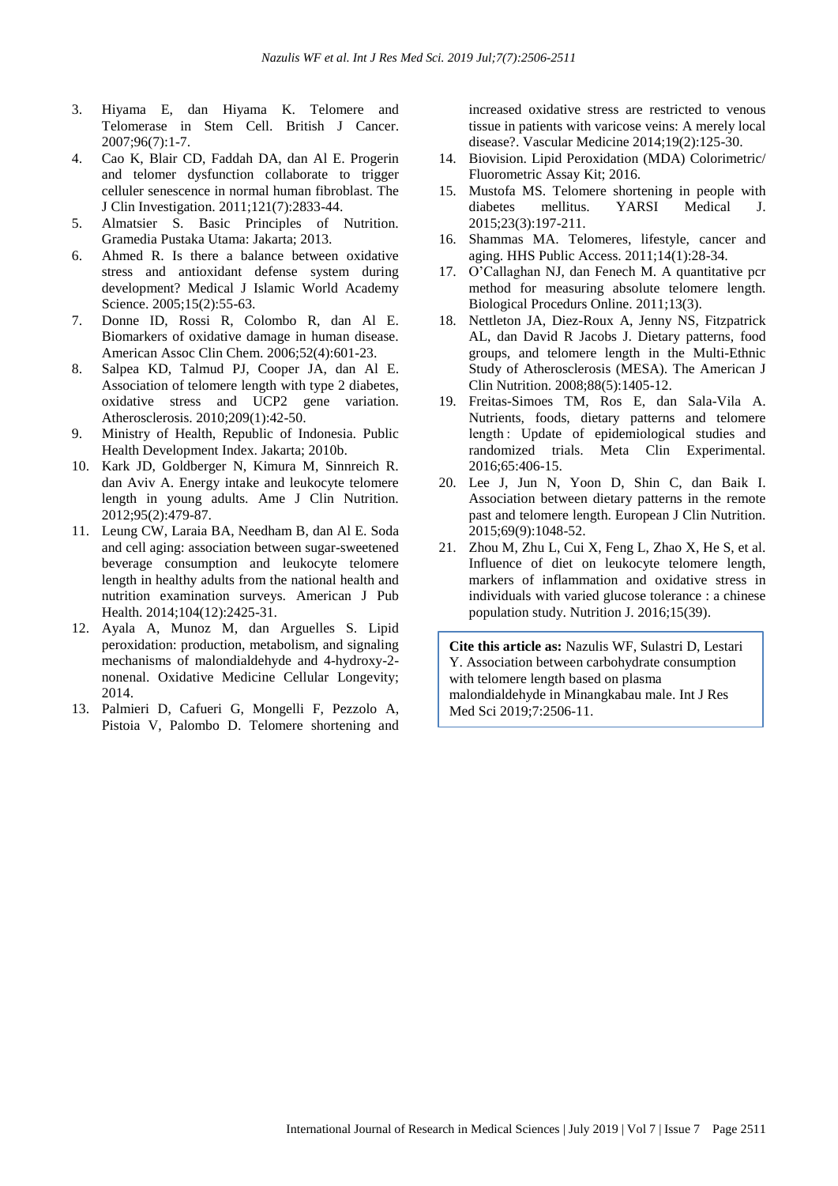3. Hiyama E, dan Hiyama K. Telomere and Telomerase in Stem Cell. British J Cancer. 2007;96(7):1-7.
4. Cao K, Blair CD, Faddah DA, dan Al E. Progerin and telomer dysfunction collaborate to trigger celluler senescence in normal human fibroblast. The J Clin Investigation. 2011;121(7):2833-44.
5. Almatsier S. Basic Principles of Nutrition. Gramedia Pustaka Utama: Jakarta; 2013.
6. Ahmed R. Is there a balance between oxidative stress and antioxidant defense system during development? Medical J Islamic World Academy Science. 2005;15(2):55-63.
7. Donne ID, Rossi R, Colombo R, dan Al E. Biomarkers of oxidative damage in human disease. American Assoc Clin Chem. 2006;52(4):601-23.
8. Salpea KD, Talmud PJ, Cooper JA, dan Al E. Association of telomere length with type 2 diabetes, oxidative stress and UCP2 gene variation. Atherosclerosis. 2010;209(1):42-50.
9. Ministry of Health, Republic of Indonesia. Public Health Development Index. Jakarta; 2010b.
10. Kark JD, Goldberger N, Kimura M, Sinnreich R. dan Aviv A. Energy intake and leukocyte telomere length in young adults. Ame J Clin Nutrition. 2012;95(2):479-87.
11. Leung CW, Laraia BA, Needham B, dan Al E. Soda and cell aging: association between sugar-sweetened beverage consumption and leukocyte telomere length in healthy adults from the national health and nutrition examination surveys. American J Pub Health. 2014;104(12):2425-31.
12. Ayala A, Munoz M, dan Arguelles S. Lipid peroxidation: production, metabolism, and signaling mechanisms of malondialdehyde and 4-hydroxy-2-nonenal. Oxidative Medicine Cellular Longevity; 2014.
13. Palmieri D, Cafueri G, Mongelli F, Pezzolo A, Pistoia V, Palombo D. Telomere shortening and increased oxidative stress are restricted to venous tissue in patients with varicose veins: A merely local disease?. Vascular Medicine 2014;19(2):125-30.
14. Biovision. Lipid Peroxidation (MDA) Colorimetric/ Fluorometric Assay Kit; 2016.
15. Mustofa MS. Telomere shortening in people with diabetes mellitus. YARSI Medical J. 2015;23(3):197-211.
16. Shammas MA. Telomeres, lifestyle, cancer and aging. HHS Public Access. 2011;14(1):28-34.
17. O'Callaghan NJ, dan Fenech M. A quantitative pcr method for measuring absolute telomere length. Biological Procedurs Online. 2011;13(3).
18. Nettleton JA, Diez-Roux A, Jenny NS, Fitzpatrick AL, dan David R Jacobs J. Dietary patterns, food groups, and telomere length in the Multi-Ethnic Study of Atherosclerosis (MESA). The American J Clin Nutrition. 2008;88(5):1405-12.
19. Freitas-Simoes TM, Ros E, dan Sala-Vila A. Nutrients, foods, dietary patterns and telomere length : Update of epidemiological studies and randomized trials. Meta Clin Experimental. 2016;65:406-15.
20. Lee J, Jun N, Yoon D, Shin C, dan Baik I. Association between dietary patterns in the remote past and telomere length. European J Clin Nutrition. 2015;69(9):1048-52.
21. Zhou M, Zhu L, Cui X, Feng L, Zhao X, He S, et al. Influence of diet on leukocyte telomere length, markers of inflammation and oxidative stress in individuals with varied glucose tolerance : a chinese population study. Nutrition J. 2016;15(39).

**Cite this article as:** Nazulis WF, Sulastri D, Lestari Y. Association between carbohydrate consumption with telomere length based on plasma malondialdehyde in Minangkabau male. Int J Res Med Sci 2019;7:2506-11.